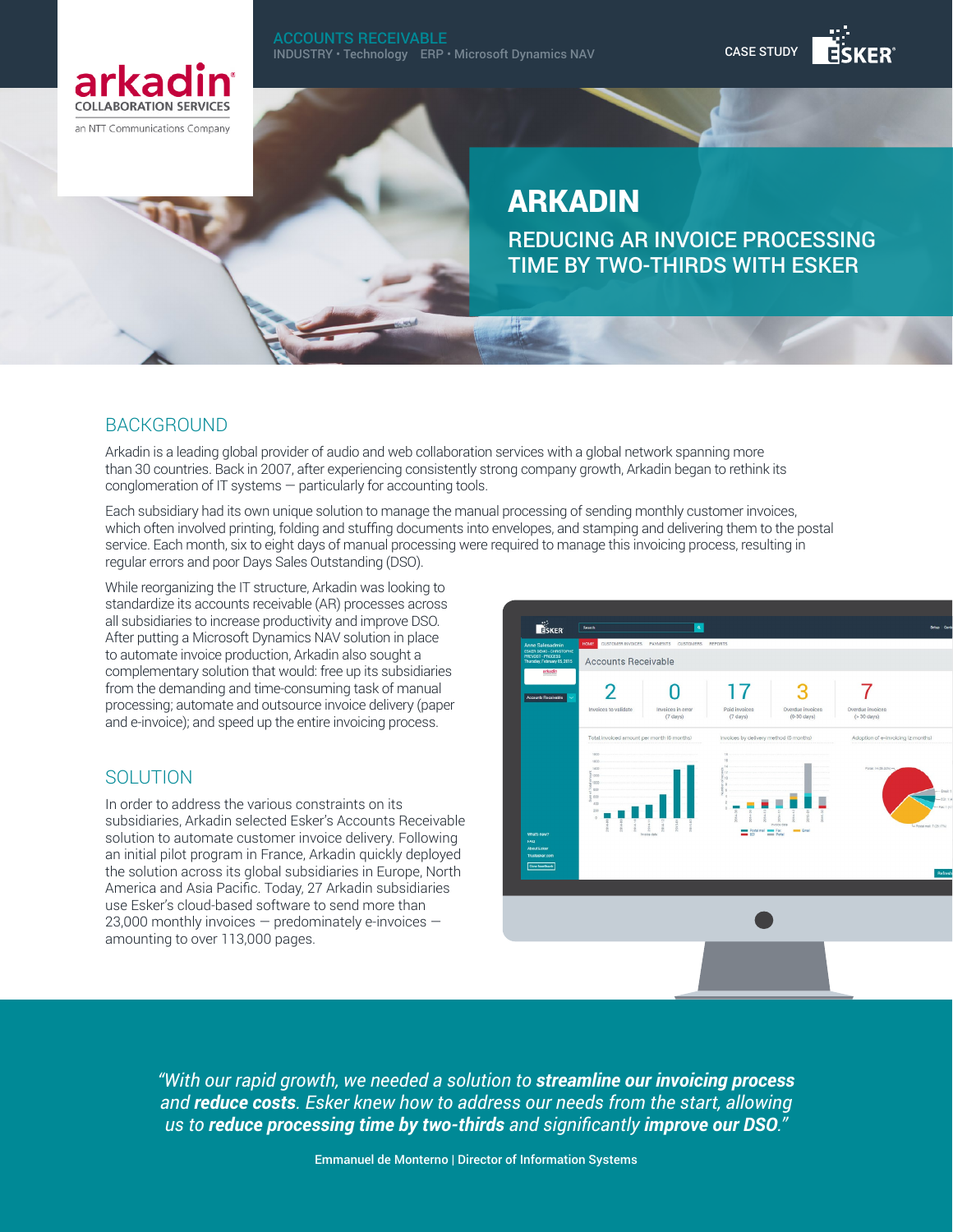ACCOUNTS RECEIVABLE
INDUSTRY • Technology ERP • Microsoft Dynamics NAV

CASE STUDY

arkadin COLLABORATION SERVICES
an NTT Communications Company

# ARKADIN

## REDUCING AR INVOICE PROCESSING TIME BY TWO-THIRDS WITH ESKER

## BACKGROUND

Arkadin is a leading global provider of audio and web collaboration services with a global network spanning more than 30 countries. Back in 2007, after experiencing consistently strong company growth, Arkadin began to rethink its conglomeration of IT systems — particularly for accounting tools.

Each subsidiary had its own unique solution to manage the manual processing of sending monthly customer invoices, which often involved printing, folding and stuffing documents into envelopes, and stamping and delivering them to the postal service. Each month, six to eight days of manual processing were required to manage this invoicing process, resulting in regular errors and poor Days Sales Outstanding (DSO).

While reorganizing the IT structure, Arkadin was looking to standardize its accounts receivable (AR) processes across all subsidiaries to increase productivity and improve DSO. After putting a Microsoft Dynamics NAV solution in place to automate invoice production, Arkadin also sought a complementary solution that would: free up its subsidiaries from the demanding and time-consuming task of manual processing; automate and outsource invoice delivery (paper and e-invoice); and speed up the entire invoicing process.

## SOLUTION

In order to address the various constraints on its subsidiaries, Arkadin selected Esker's Accounts Receivable solution to automate customer invoice delivery. Following an initial pilot program in France, Arkadin quickly deployed the solution across its global subsidiaries in Europe, North America and Asia Pacific. Today, 27 Arkadin subsidiaries use Esker's cloud-based software to send more than 23,000 monthly invoices — predominately e-invoices — amounting to over 113,000 pages.

*"With our rapid growth, we needed a solution to **streamline our invoicing process** and **reduce costs**. Esker knew how to address our needs from the start, allowing us to **reduce processing time by two-thirds** and significantly **improve our DSO**."*

Emmanuel de Monterno | Director of Information Systems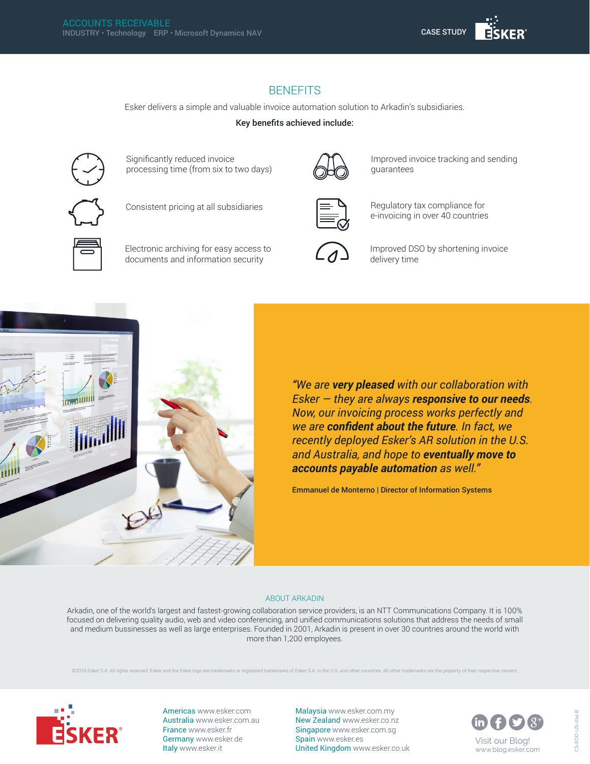ACCOUNTS RECEIVABLE
INDUSTRY • Technology   ERP • Microsoft Dynamics NAV

CASE STUDY

## BENEFITS

Esker delivers a simple and valuable invoice automation solution to Arkadin's subsidiaries.

**Key benefits achieved include:**

- Significantly reduced invoice processing time (from six to two days)
- Improved invoice tracking and sending guarantees
- Consistent pricing at all subsidiaries
- Regulatory tax compliance for e-invoicing in over 40 countries
- Electronic archiving for easy access to documents and information security
- Improved DSO by shortening invoice delivery time

*"We are **very pleased** with our collaboration with Esker — they are always **responsive to our needs**. Now, our invoicing process works perfectly and we are **confident about the future**. In fact, we recently deployed Esker's AR solution in the U.S. and Australia, and hope to **eventually move to accounts payable automation** as well."*

**Emmanuel de Monterno | Director of Information Systems**

## ABOUT ARKADIN

Arkadin, one of the world's largest and fastest-growing collaboration service providers, is an NTT Communications Company. It is 100% focused on delivering quality audio, web and video conferencing, and unified communications solutions that address the needs of small and medium bussinesses as well as large enterprises. Founded in 2001, Arkadin is present in over 30 countries around the world with more than 1,200 employees.

©2016 Esker S.A. All rights reserved. Esker and the Esker logo are trademarks or registered trademarks of Esker S.A. in the U.S. and other countries. All other trademarks are the property of their respective owners.

Americas www.esker.com
Australia www.esker.com.au
France www.esker.fr
Germany www.esker.de
Italy www.esker.it
Malaysia www.esker.com.my
New Zealand www.esker.co.nz
Singapore www.esker.com.sg
Spain www.esker.es
United Kingdom www.esker.co.uk

Visit our Blog!
www.blog.esker.com

CS-EOD-US-014-B